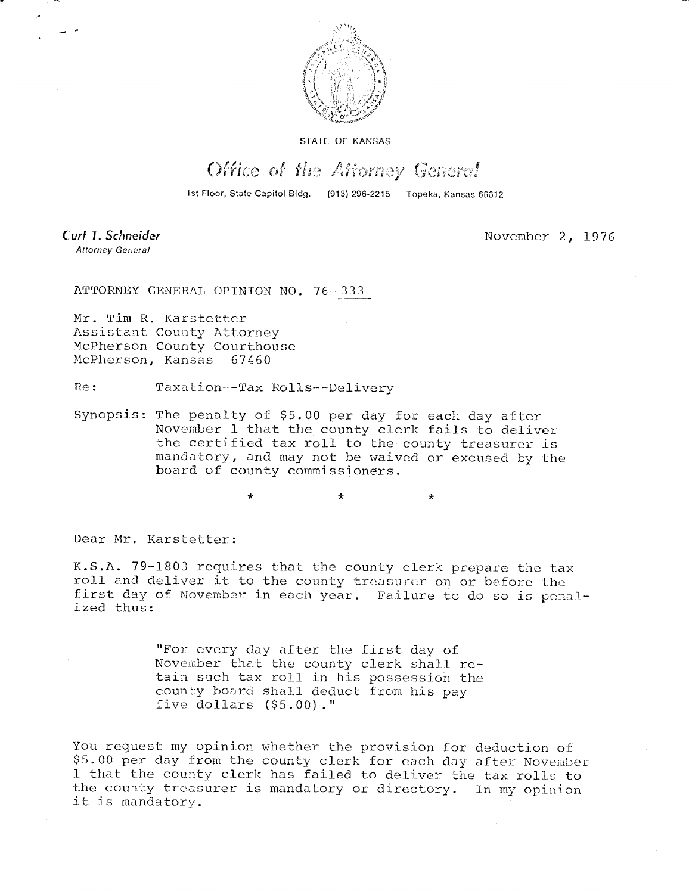STATE OF KANSAS

# Office of the Attorney General

1st Floor, State Capitol Bldg. (913) 296-2215 Topeka, Kansas 66612

*Curt T. Schneider*
*Attorney General*

November 2, 1976

ATTORNEY GENERAL OPINION NO. 76-333

Mr. Tim R. Karstetter
Assistant County Attorney
McPherson County Courthouse
McPherson, Kansas 67460

Re: Taxation--Tax Rolls--Delivery

Synopsis: The penalty of $5.00 per day for each day after November 1 that the county clerk fails to deliver the certified tax roll to the county treasurer is mandatory, and may not be waived or excused by the board of county commissioners.

\* \* \*

Dear Mr. Karstetter:

K.S.A. 79-1803 requires that the county clerk prepare the tax roll and deliver it to the county treasurer on or before the first day of November in each year. Failure to do so is penalized thus:

> "For every day after the first day of November that the county clerk shall retain such tax roll in his possession the county board shall deduct from his pay five dollars ($5.00)."

You request my opinion whether the provision for deduction of $5.00 per day from the county clerk for each day after November 1 that the county clerk has failed to deliver the tax rolls to the county treasurer is mandatory or directory. In my opinion it is mandatory.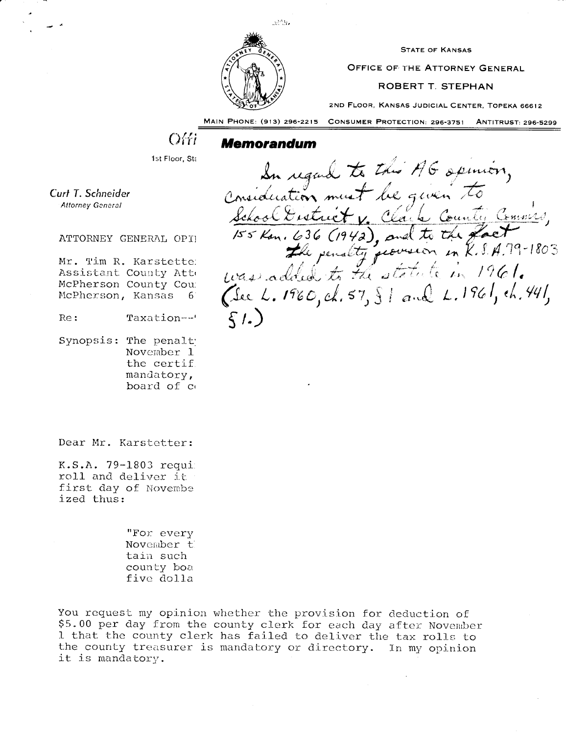STATE OF KANSAS

OFFICE OF THE ATTORNEY GENERAL

ROBERT T. STEPHAN

2ND FLOOR, KANSAS JUDICIAL CENTER, TOPEKA 66612

MAIN PHONE: (913) 296-2215 CONSUMER PROTECTION: 296-3751 ANTITRUST: 296-5299

## Memorandum

In regard to this AG opinion, Consideration must be given to School District v. Clark County Commrs, 155 Kan. 636 (1942), and to the fact the penalty provision in K.S.A. 79-1803 was added to the statute in 1961. (See L. 1960, ch. 57, § 1 and L. 1961, ch. 441, § 1.)

Offi

1st Floor, St

*Curt T. Schneider*
*Attorney General*

ATTORNEY GENERAL OPI

Mr. Tim R. Karstette
Assistant County Att
McPherson County Cou
McPherson, Kansas 6

Re: Taxation--

Synopsis: The penalt November 1 the certif mandatory, board of c

Dear Mr. Karstetter:

K.S.A. 79-1803 requi roll and deliver it first day of Novembe ized thus:

> "For every November t tain such county boa five dolla

You request my opinion whether the provision for deduction of $5.00 per day from the county clerk for each day after November 1 that the county clerk has failed to deliver the tax rolls to the county treasurer is mandatory or directory. In my opinion it is mandatory.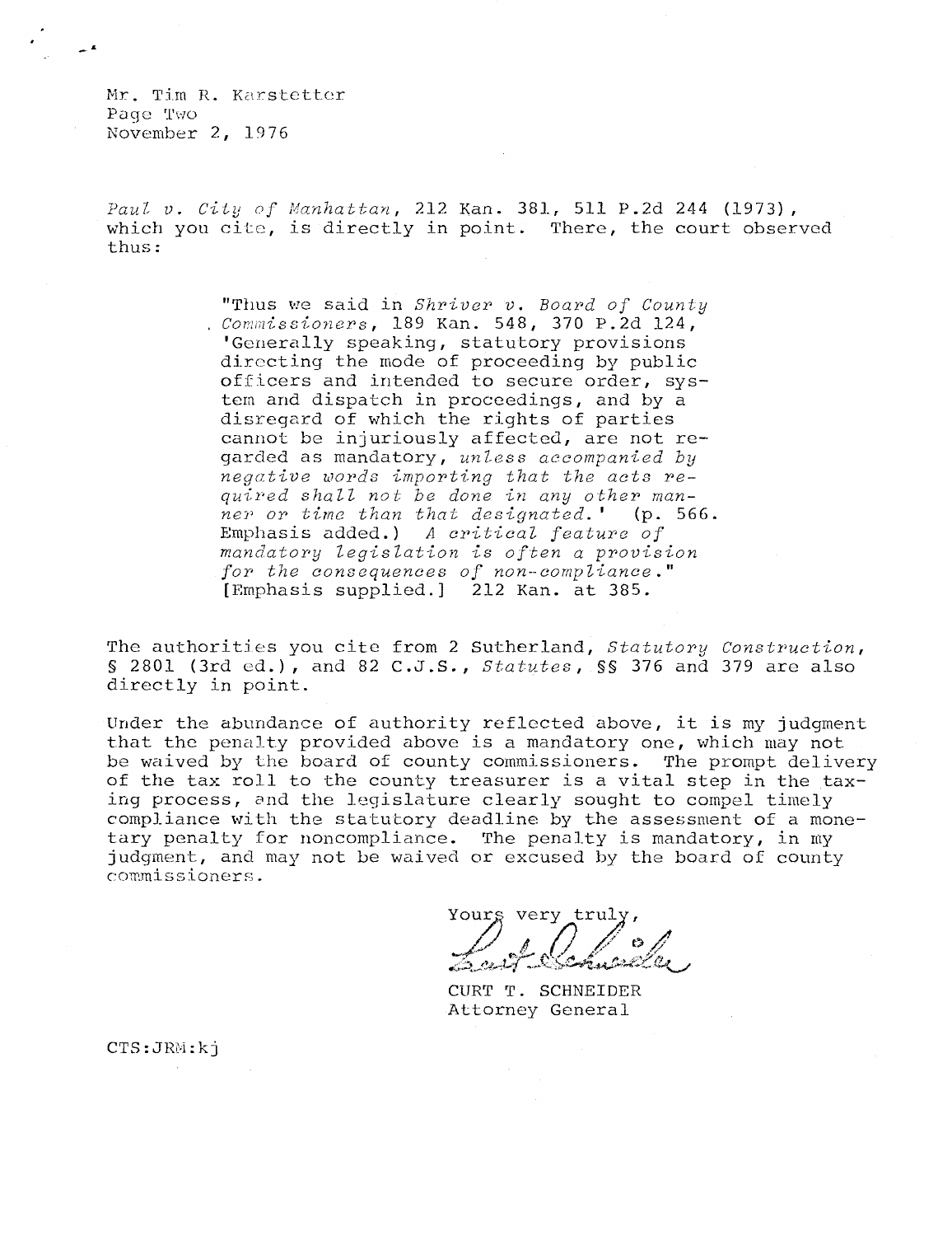Mr. Tim R. Karstetter
Page Two
November 2, 1976

*Paul v. City of Manhattan*, 212 Kan. 381, 511 P.2d 244 (1973), which you cite, is directly in point. There, the court observed thus:

> "Thus we said in *Shriver v. Board of County Commissioners*, 189 Kan. 548, 370 P.2d 124, 'Generally speaking, statutory provisions directing the mode of proceeding by public officers and intended to secure order, system and dispatch in proceedings, and by a disregard of which the rights of parties cannot be injuriously affected, are not regarded as mandatory, *unless accompanied by negative words importing that the acts required shall not be done in any other manner or time than that designated.*' (p. 566. Emphasis added.) *A critical feature of mandatory legislation is often a provision for the consequences of non-compliance.*" [Emphasis supplied.] 212 Kan. at 385.

The authorities you cite from 2 Sutherland, *Statutory Construction*, § 2801 (3rd ed.), and 82 C.J.S., *Statutes*, §§ 376 and 379 are also directly in point.

Under the abundance of authority reflected above, it is my judgment that the penalty provided above is a mandatory one, which may not be waived by the board of county commissioners. The prompt delivery of the tax roll to the county treasurer is a vital step in the taxing process, and the legislature clearly sought to compel timely compliance with the statutory deadline by the assessment of a monetary penalty for noncompliance. The penalty is mandatory, in my judgment, and may not be waived or excused by the board of county commissioners.

Yours very truly,

CURT T. SCHNEIDER
Attorney General

CTS:JRM:kj